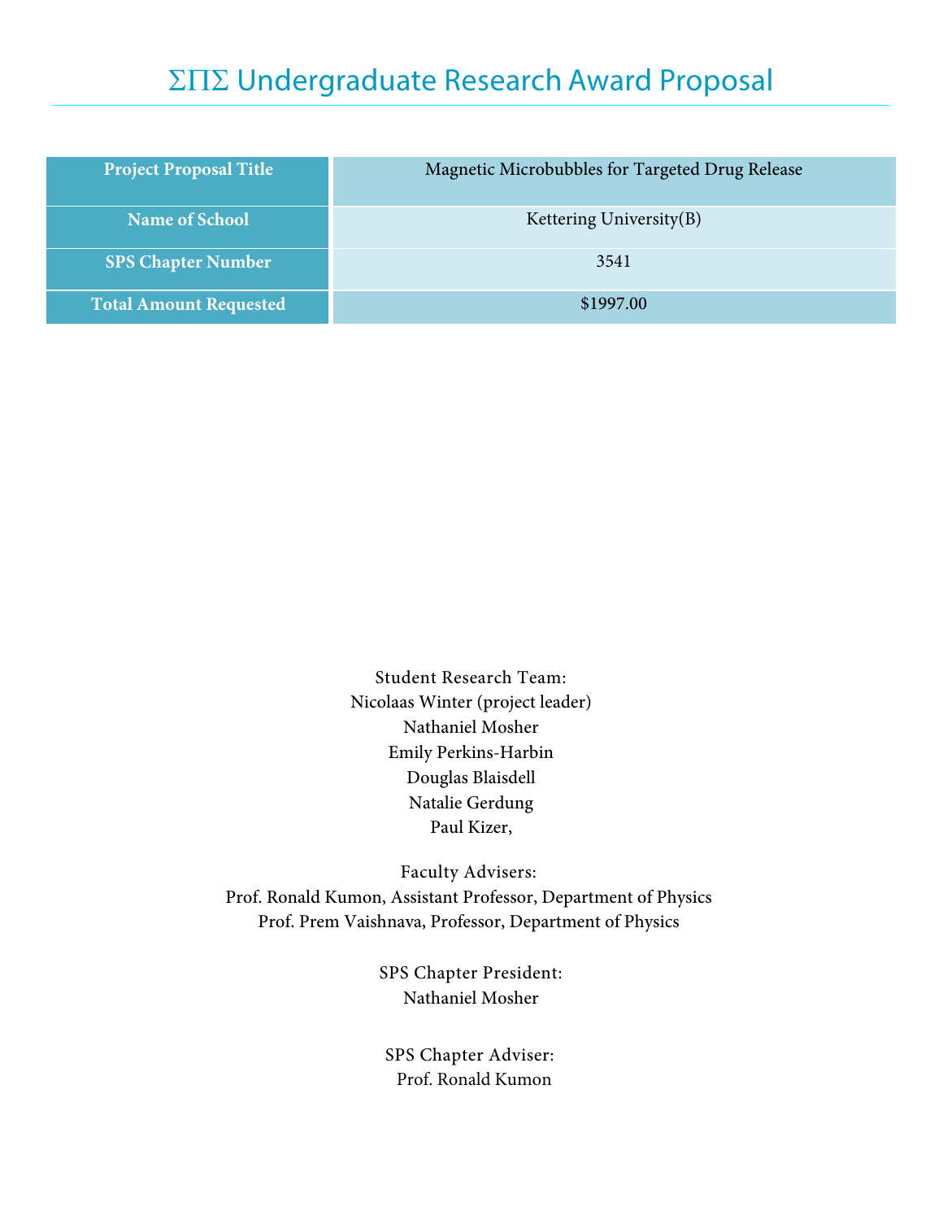# ΣΠΣ Undergraduate Research Award Proposal

| Project Proposal Title | Magnetic Microbubbles for Targeted Drug Release |
| --- | --- |
| Name of School | Kettering University(B) |
| SPS Chapter Number | 3541 |
| Total Amount Requested | $1997.00 |

Student Research Team:
Nicolaas Winter (project leader)
Nathaniel Mosher
Emily Perkins-Harbin
Douglas Blaisdell
Natalie Gerdung
Paul Kizer,

Faculty Advisers:
Prof. Ronald Kumon, Assistant Professor, Department of Physics
Prof. Prem Vaishnava, Professor, Department of Physics

SPS Chapter President:
Nathaniel Mosher

SPS Chapter Adviser:
Prof. Ronald Kumon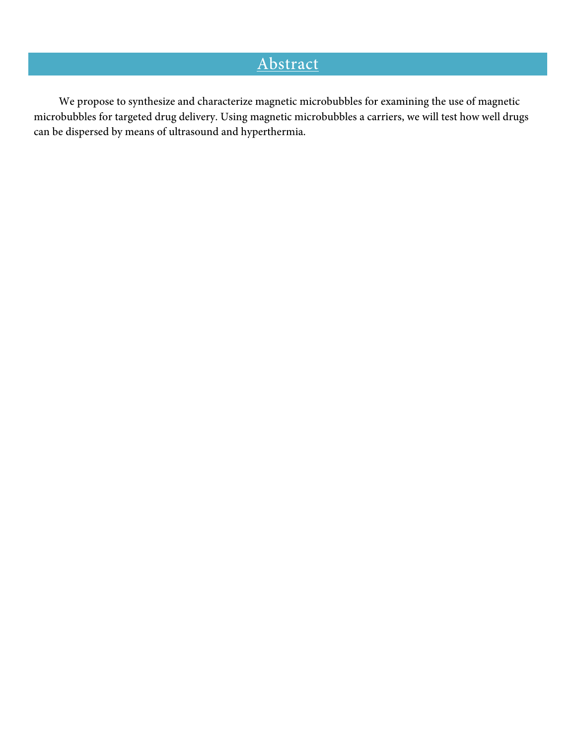# Abstract

We propose to synthesize and characterize magnetic microbubbles for examining the use of magnetic microbubbles for targeted drug delivery. Using magnetic microbubbles a carriers, we will test how well drugs can be dispersed by means of ultrasound and hyperthermia.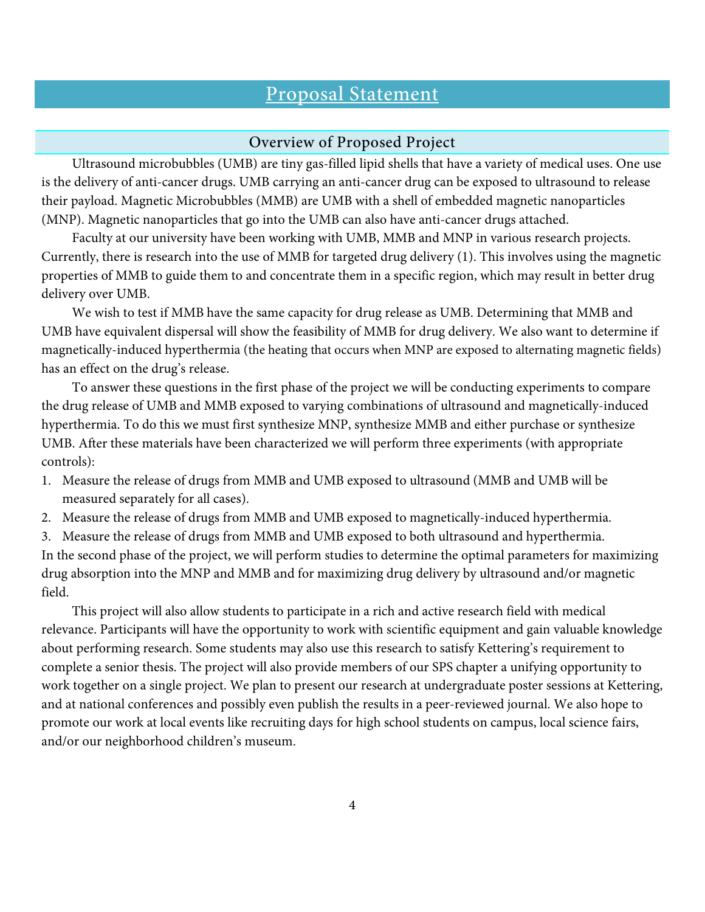# Proposal Statement

## Overview of Proposed Project

Ultrasound microbubbles (UMB) are tiny gas-filled lipid shells that have a variety of medical uses. One use is the delivery of anti-cancer drugs. UMB carrying an anti-cancer drug can be exposed to ultrasound to release their payload. Magnetic Microbubbles (MMB) are UMB with a shell of embedded magnetic nanoparticles (MNP). Magnetic nanoparticles that go into the UMB can also have anti-cancer drugs attached.

Faculty at our university have been working with UMB, MMB and MNP in various research projects. Currently, there is research into the use of MMB for targeted drug delivery (1). This involves using the magnetic properties of MMB to guide them to and concentrate them in a specific region, which may result in better drug delivery over UMB.

We wish to test if MMB have the same capacity for drug release as UMB. Determining that MMB and UMB have equivalent dispersal will show the feasibility of MMB for drug delivery. We also want to determine if magnetically-induced hyperthermia (the heating that occurs when MNP are exposed to alternating magnetic fields) has an effect on the drug's release.

To answer these questions in the first phase of the project we will be conducting experiments to compare the drug release of UMB and MMB exposed to varying combinations of ultrasound and magnetically-induced hyperthermia. To do this we must first synthesize MNP, synthesize MMB and either purchase or synthesize UMB. After these materials have been characterized we will perform three experiments (with appropriate controls):

1. Measure the release of drugs from MMB and UMB exposed to ultrasound (MMB and UMB will be measured separately for all cases).
2. Measure the release of drugs from MMB and UMB exposed to magnetically-induced hyperthermia.
3. Measure the release of drugs from MMB and UMB exposed to both ultrasound and hyperthermia.

In the second phase of the project, we will perform studies to determine the optimal parameters for maximizing drug absorption into the MNP and MMB and for maximizing drug delivery by ultrasound and/or magnetic field.

This project will also allow students to participate in a rich and active research field with medical relevance. Participants will have the opportunity to work with scientific equipment and gain valuable knowledge about performing research. Some students may also use this research to satisfy Kettering's requirement to complete a senior thesis. The project will also provide members of our SPS chapter a unifying opportunity to work together on a single project. We plan to present our research at undergraduate poster sessions at Kettering, and at national conferences and possibly even publish the results in a peer-reviewed journal. We also hope to promote our work at local events like recruiting days for high school students on campus, local science fairs, and/or our neighborhood children's museum.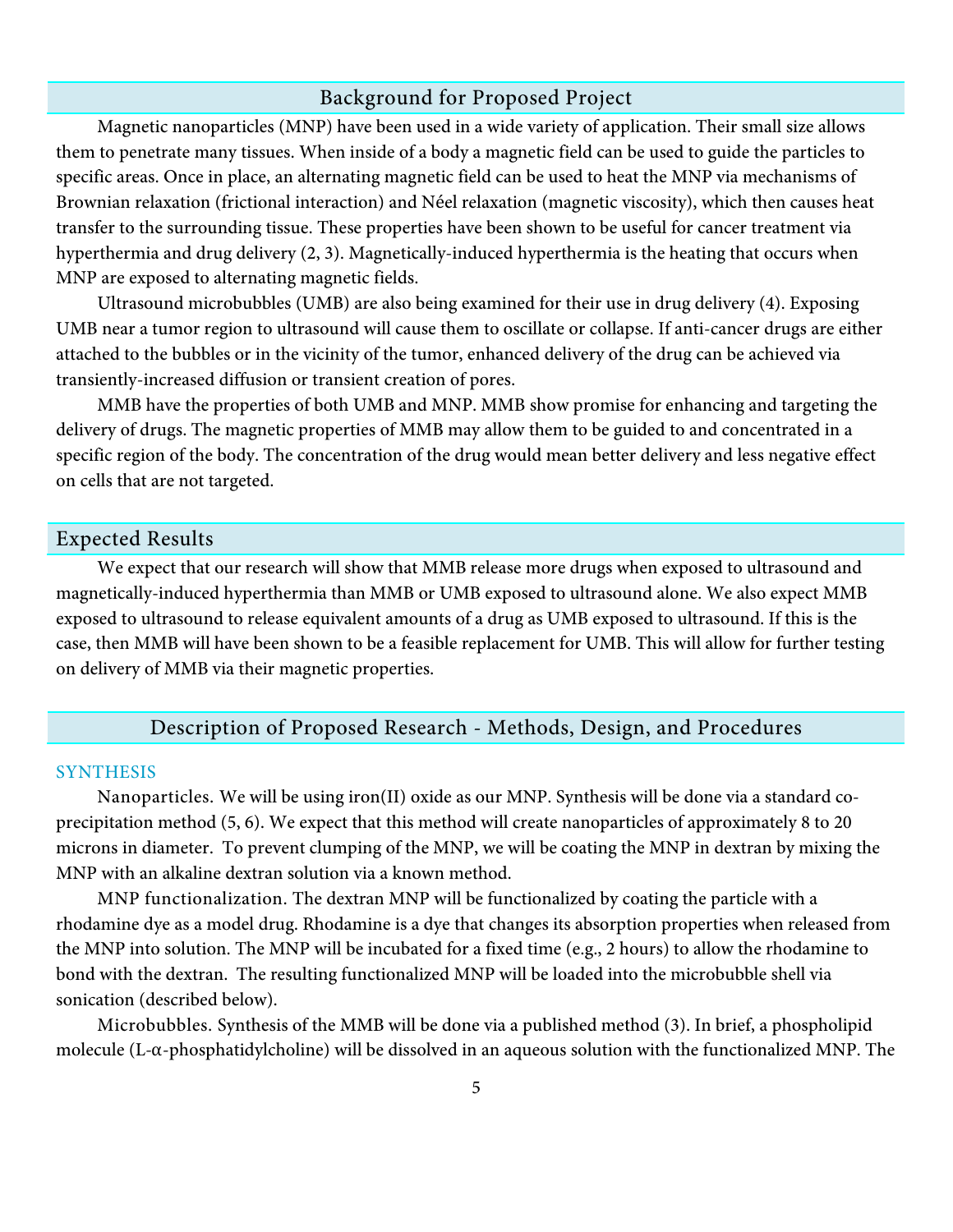## Background for Proposed Project

Magnetic nanoparticles (MNP) have been used in a wide variety of application. Their small size allows them to penetrate many tissues. When inside of a body a magnetic field can be used to guide the particles to specific areas. Once in place, an alternating magnetic field can be used to heat the MNP via mechanisms of Brownian relaxation (frictional interaction) and Néel relaxation (magnetic viscosity), which then causes heat transfer to the surrounding tissue. These properties have been shown to be useful for cancer treatment via hyperthermia and drug delivery (2, 3). Magnetically-induced hyperthermia is the heating that occurs when MNP are exposed to alternating magnetic fields.

Ultrasound microbubbles (UMB) are also being examined for their use in drug delivery (4). Exposing UMB near a tumor region to ultrasound will cause them to oscillate or collapse. If anti-cancer drugs are either attached to the bubbles or in the vicinity of the tumor, enhanced delivery of the drug can be achieved via transiently-increased diffusion or transient creation of pores.

MMB have the properties of both UMB and MNP. MMB show promise for enhancing and targeting the delivery of drugs. The magnetic properties of MMB may allow them to be guided to and concentrated in a specific region of the body. The concentration of the drug would mean better delivery and less negative effect on cells that are not targeted.

## Expected Results

We expect that our research will show that MMB release more drugs when exposed to ultrasound and magnetically-induced hyperthermia than MMB or UMB exposed to ultrasound alone. We also expect MMB exposed to ultrasound to release equivalent amounts of a drug as UMB exposed to ultrasound. If this is the case, then MMB will have been shown to be a feasible replacement for UMB. This will allow for further testing on delivery of MMB via their magnetic properties.

## Description of Proposed Research - Methods, Design, and Procedures

### SYNTHESIS

Nanoparticles. We will be using iron(II) oxide as our MNP. Synthesis will be done via a standard co-precipitation method (5, 6). We expect that this method will create nanoparticles of approximately 8 to 20 microns in diameter. To prevent clumping of the MNP, we will be coating the MNP in dextran by mixing the MNP with an alkaline dextran solution via a known method.

MNP functionalization. The dextran MNP will be functionalized by coating the particle with a rhodamine dye as a model drug. Rhodamine is a dye that changes its absorption properties when released from the MNP into solution. The MNP will be incubated for a fixed time (e.g., 2 hours) to allow the rhodamine to bond with the dextran. The resulting functionalized MNP will be loaded into the microbubble shell via sonication (described below).

Microbubbles. Synthesis of the MMB will be done via a published method (3). In brief, a phospholipid molecule (L-α-phosphatidylcholine) will be dissolved in an aqueous solution with the functionalized MNP. The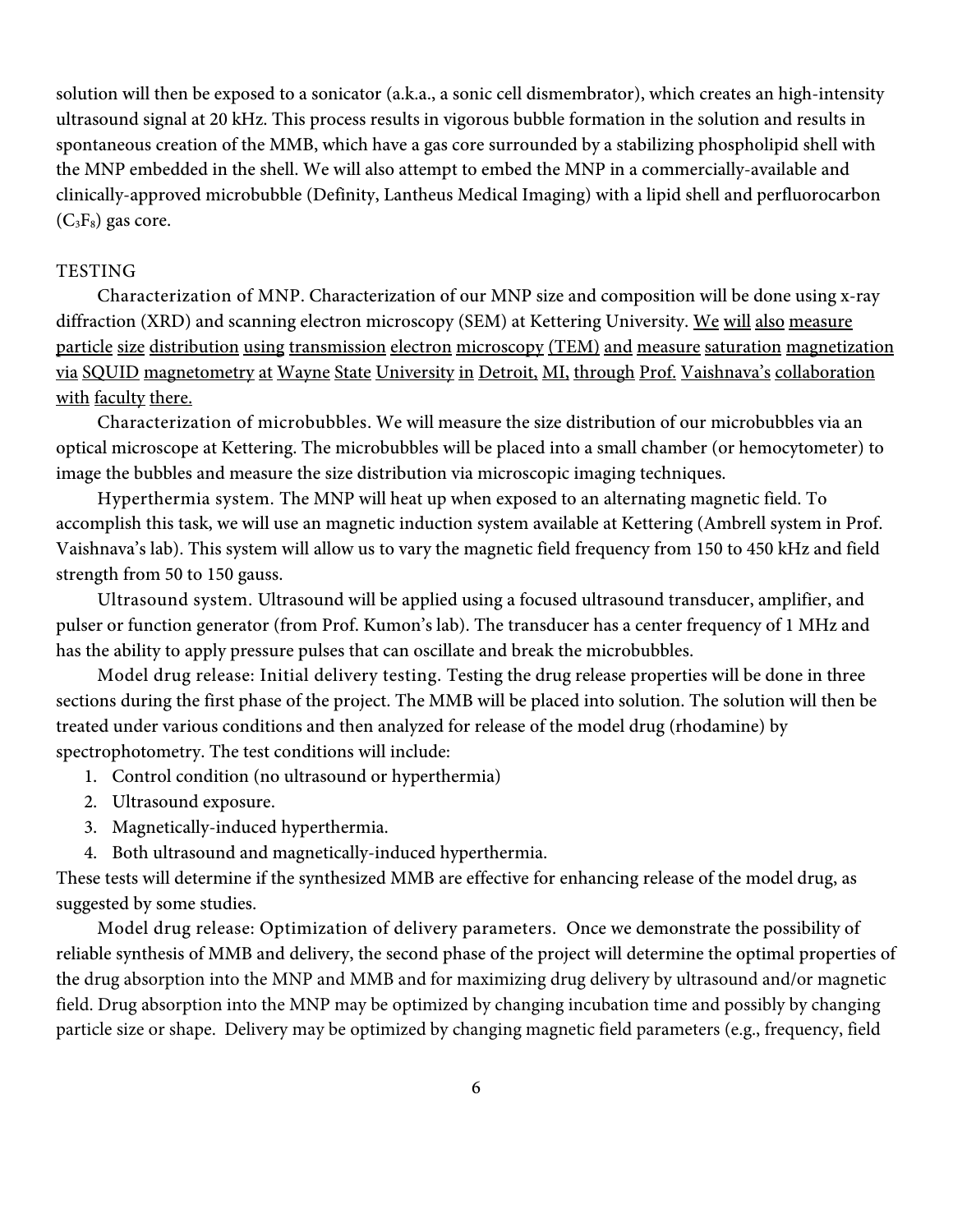solution will then be exposed to a sonicator (a.k.a., a sonic cell dismembrator), which creates an high-intensity ultrasound signal at 20 kHz. This process results in vigorous bubble formation in the solution and results in spontaneous creation of the MMB, which have a gas core surrounded by a stabilizing phospholipid shell with the MNP embedded in the shell. We will also attempt to embed the MNP in a commercially-available and clinically-approved microbubble (Definity, Lantheus Medical Imaging) with a lipid shell and perfluorocarbon ($C_3F_8$) gas core.

## TESTING

Characterization of MNP. Characterization of our MNP size and composition will be done using x-ray diffraction (XRD) and scanning electron microscopy (SEM) at Kettering University. We will also measure particle size distribution using transmission electron microscopy (TEM) and measure saturation magnetization via SQUID magnetometry at Wayne State University in Detroit, MI, through Prof. Vaishnava's collaboration with faculty there.

Characterization of microbubbles. We will measure the size distribution of our microbubbles via an optical microscope at Kettering. The microbubbles will be placed into a small chamber (or hemocytometer) to image the bubbles and measure the size distribution via microscopic imaging techniques.

Hyperthermia system. The MNP will heat up when exposed to an alternating magnetic field. To accomplish this task, we will use an magnetic induction system available at Kettering (Ambrell system in Prof. Vaishnava's lab). This system will allow us to vary the magnetic field frequency from 150 to 450 kHz and field strength from 50 to 150 gauss.

Ultrasound system. Ultrasound will be applied using a focused ultrasound transducer, amplifier, and pulser or function generator (from Prof. Kumon's lab). The transducer has a center frequency of 1 MHz and has the ability to apply pressure pulses that can oscillate and break the microbubbles.

Model drug release: Initial delivery testing. Testing the drug release properties will be done in three sections during the first phase of the project. The MMB will be placed into solution. The solution will then be treated under various conditions and then analyzed for release of the model drug (rhodamine) by spectrophotometry. The test conditions will include:

1. Control condition (no ultrasound or hyperthermia)
2. Ultrasound exposure.
3. Magnetically-induced hyperthermia.
4. Both ultrasound and magnetically-induced hyperthermia.

These tests will determine if the synthesized MMB are effective for enhancing release of the model drug, as suggested by some studies.

Model drug release: Optimization of delivery parameters. Once we demonstrate the possibility of reliable synthesis of MMB and delivery, the second phase of the project will determine the optimal properties of the drug absorption into the MNP and MMB and for maximizing drug delivery by ultrasound and/or magnetic field. Drug absorption into the MNP may be optimized by changing incubation time and possibly by changing particle size or shape. Delivery may be optimized by changing magnetic field parameters (e.g., frequency, field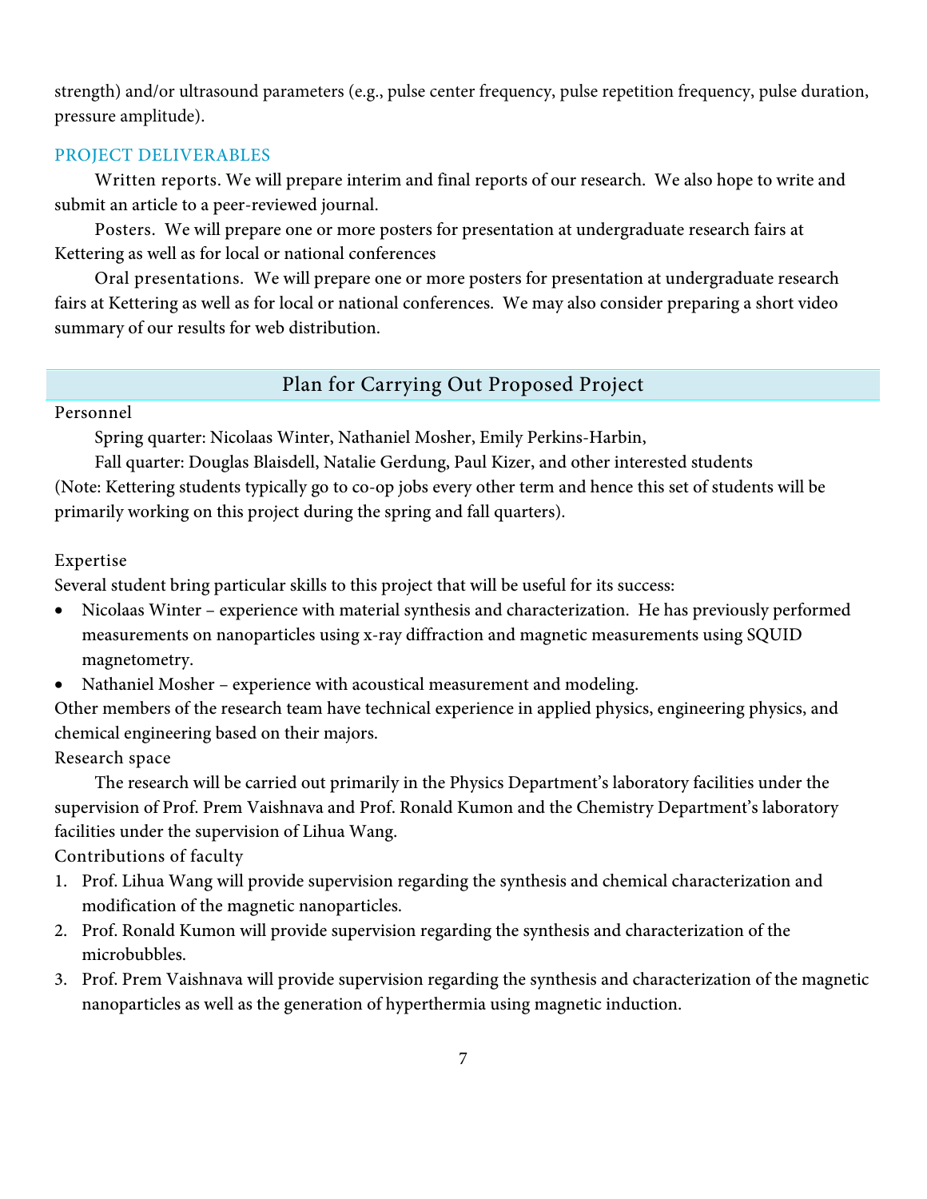strength) and/or ultrasound parameters (e.g., pulse center frequency, pulse repetition frequency, pulse duration, pressure amplitude).

### PROJECT DELIVERABLES

Written reports. We will prepare interim and final reports of our research. We also hope to write and submit an article to a peer-reviewed journal.

Posters. We will prepare one or more posters for presentation at undergraduate research fairs at Kettering as well as for local or national conferences

Oral presentations. We will prepare one or more posters for presentation at undergraduate research fairs at Kettering as well as for local or national conferences. We may also consider preparing a short video summary of our results for web distribution.

## Plan for Carrying Out Proposed Project

Personnel

Spring quarter: Nicolaas Winter, Nathaniel Mosher, Emily Perkins-Harbin,

Fall quarter: Douglas Blaisdell, Natalie Gerdung, Paul Kizer, and other interested students

(Note: Kettering students typically go to co-op jobs every other term and hence this set of students will be primarily working on this project during the spring and fall quarters).

Expertise

Several student bring particular skills to this project that will be useful for its success:

- Nicolaas Winter – experience with material synthesis and characterization. He has previously performed measurements on nanoparticles using x-ray diffraction and magnetic measurements using SQUID magnetometry.
- Nathaniel Mosher – experience with acoustical measurement and modeling.

Other members of the research team have technical experience in applied physics, engineering physics, and chemical engineering based on their majors.

Research space

The research will be carried out primarily in the Physics Department's laboratory facilities under the supervision of Prof. Prem Vaishnava and Prof. Ronald Kumon and the Chemistry Department's laboratory facilities under the supervision of Lihua Wang.

Contributions of faculty

1. Prof. Lihua Wang will provide supervision regarding the synthesis and chemical characterization and modification of the magnetic nanoparticles.
2. Prof. Ronald Kumon will provide supervision regarding the synthesis and characterization of the microbubbles.
3. Prof. Prem Vaishnava will provide supervision regarding the synthesis and characterization of the magnetic nanoparticles as well as the generation of hyperthermia using magnetic induction.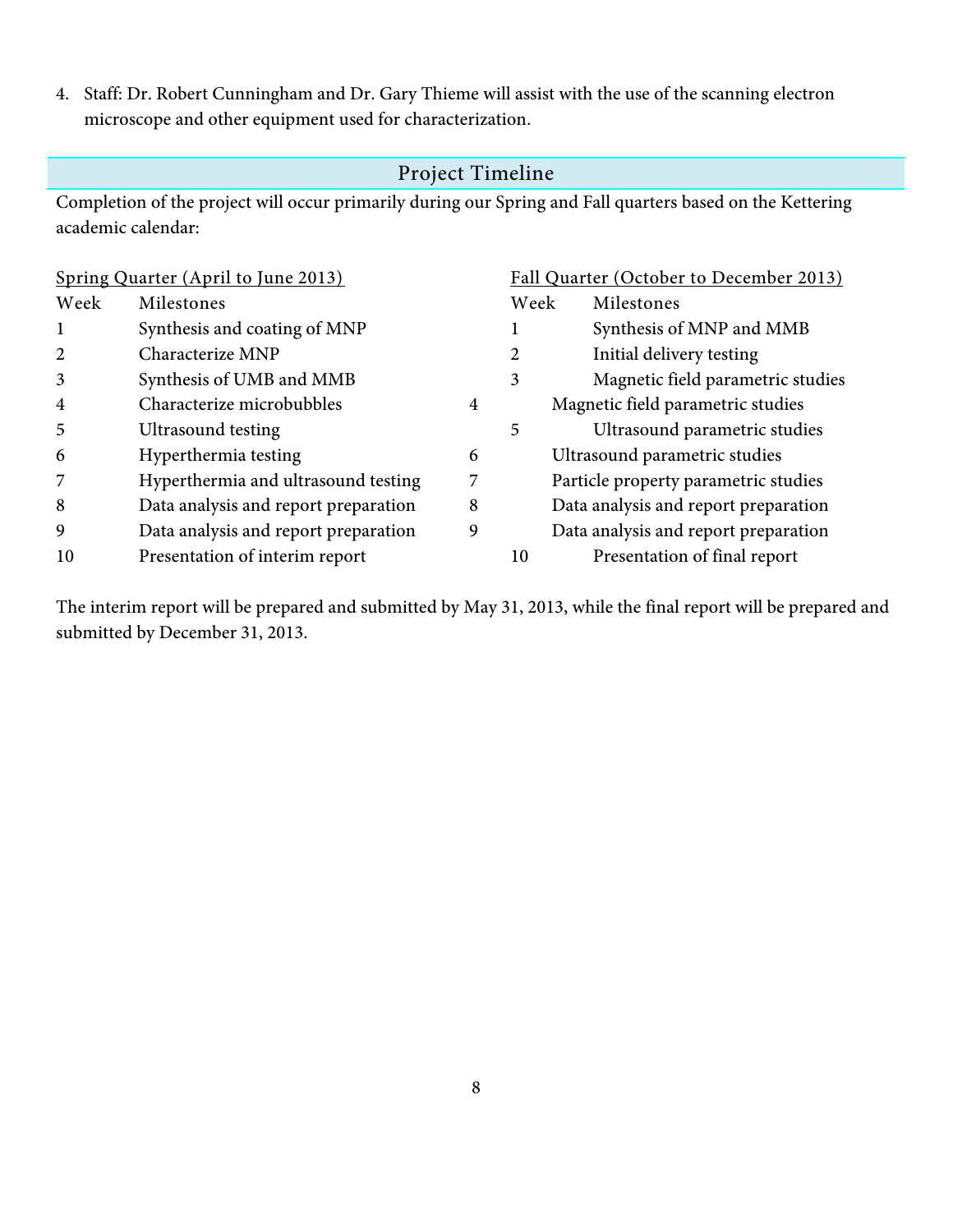4. Staff: Dr. Robert Cunningham and Dr. Gary Thieme will assist with the use of the scanning electron microscope and other equipment used for characterization.

## Project Timeline

Completion of the project will occur primarily during our Spring and Fall quarters based on the Kettering academic calendar:

Spring Quarter (April to June 2013)

| Week | Milestones |
| --- | --- |
| 1 | Synthesis and coating of MNP |
| 2 | Characterize MNP |
| 3 | Synthesis of UMB and MMB |
| 4 | Characterize microbubbles |
| 5 | Ultrasound testing |
| 6 | Hyperthermia testing |
| 7 | Hyperthermia and ultrasound testing |
| 8 | Data analysis and report preparation |
| 9 | Data analysis and report preparation |
| 10 | Presentation of interim report |

Fall Quarter (October to December 2013)

| Week | Milestones |
| --- | --- |
| 1 | Synthesis of MNP and MMB |
| 2 | Initial delivery testing |
| 3 | Magnetic field parametric studies |
| 4 | Magnetic field parametric studies |
| 5 | Ultrasound parametric studies |
| 6 | Ultrasound parametric studies |
| 7 | Particle property parametric studies |
| 8 | Data analysis and report preparation |
| 9 | Data analysis and report preparation |
| 10 | Presentation of final report |

The interim report will be prepared and submitted by May 31, 2013, while the final report will be prepared and submitted by December 31, 2013.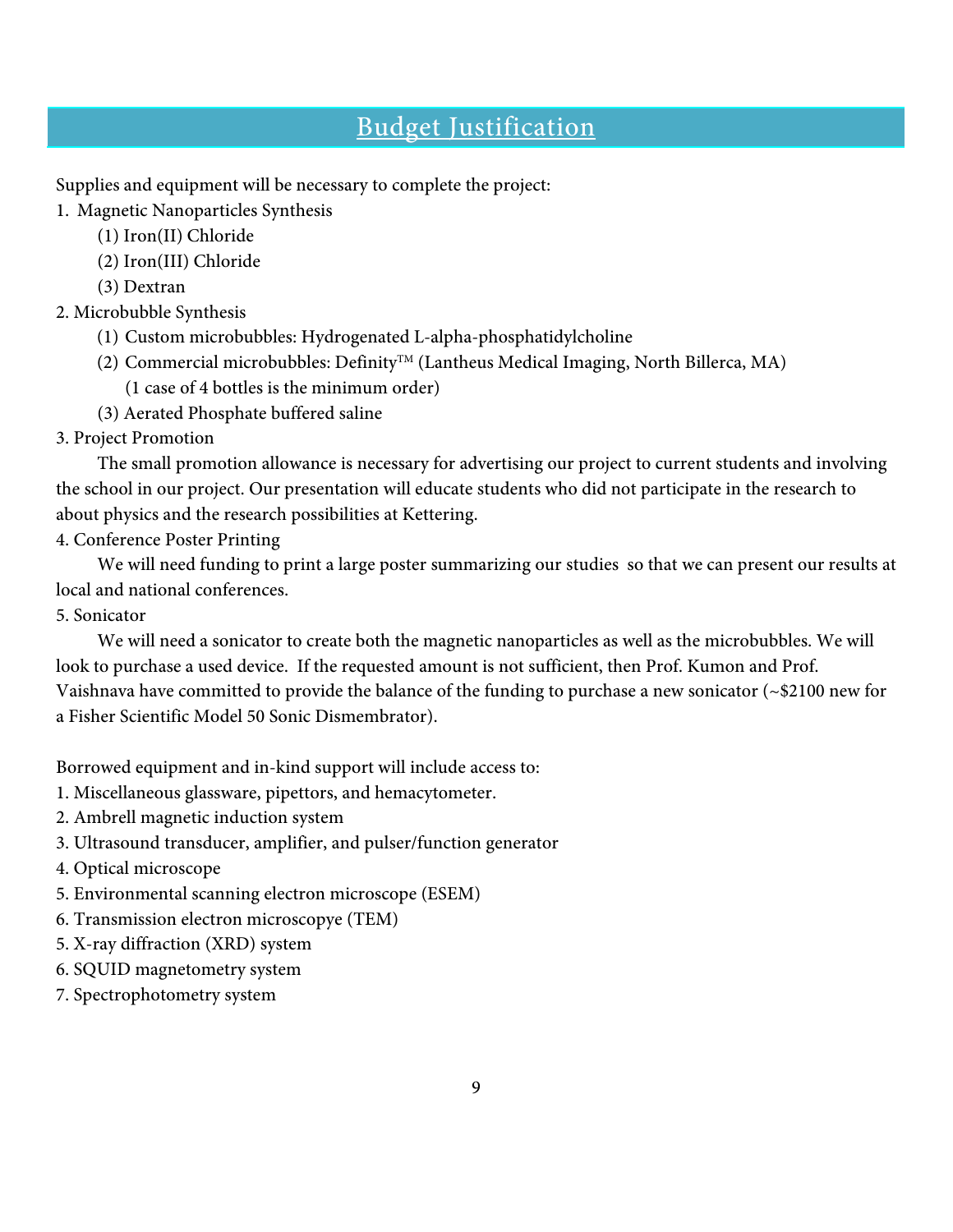# Budget Justification

Supplies and equipment will be necessary to complete the project:

1. Magnetic Nanoparticles Synthesis
   - (1) Iron(II) Chloride
   - (2) Iron(III) Chloride
   - (3) Dextran
2. Microbubble Synthesis
   - (1) Custom microbubbles: Hydrogenated L-alpha-phosphatidylcholine
   - (2) Commercial microbubbles: Definity™ (Lantheus Medical Imaging, North Billerca, MA) (1 case of 4 bottles is the minimum order)
   - (3) Aerated Phosphate buffered saline
3. Project Promotion

   The small promotion allowance is necessary for advertising our project to current students and involving the school in our project. Our presentation will educate students who did not participate in the research to about physics and the research possibilities at Kettering.
4. Conference Poster Printing

   We will need funding to print a large poster summarizing our studies so that we can present our results at local and national conferences.
5. Sonicator

   We will need a sonicator to create both the magnetic nanoparticles as well as the microbubbles. We will look to purchase a used device. If the requested amount is not sufficient, then Prof. Kumon and Prof. Vaishnava have committed to provide the balance of the funding to purchase a new sonicator (~$2100 new for a Fisher Scientific Model 50 Sonic Dismembrator).

Borrowed equipment and in-kind support will include access to:

1. Miscellaneous glassware, pipettors, and hemacytometer.
2. Ambrell magnetic induction system
3. Ultrasound transducer, amplifier, and pulser/function generator
4. Optical microscope
5. Environmental scanning electron microscope (ESEM)
6. Transmission electron microscopye (TEM)
5. X-ray diffraction (XRD) system
6. SQUID magnetometry system
7. Spectrophotometry system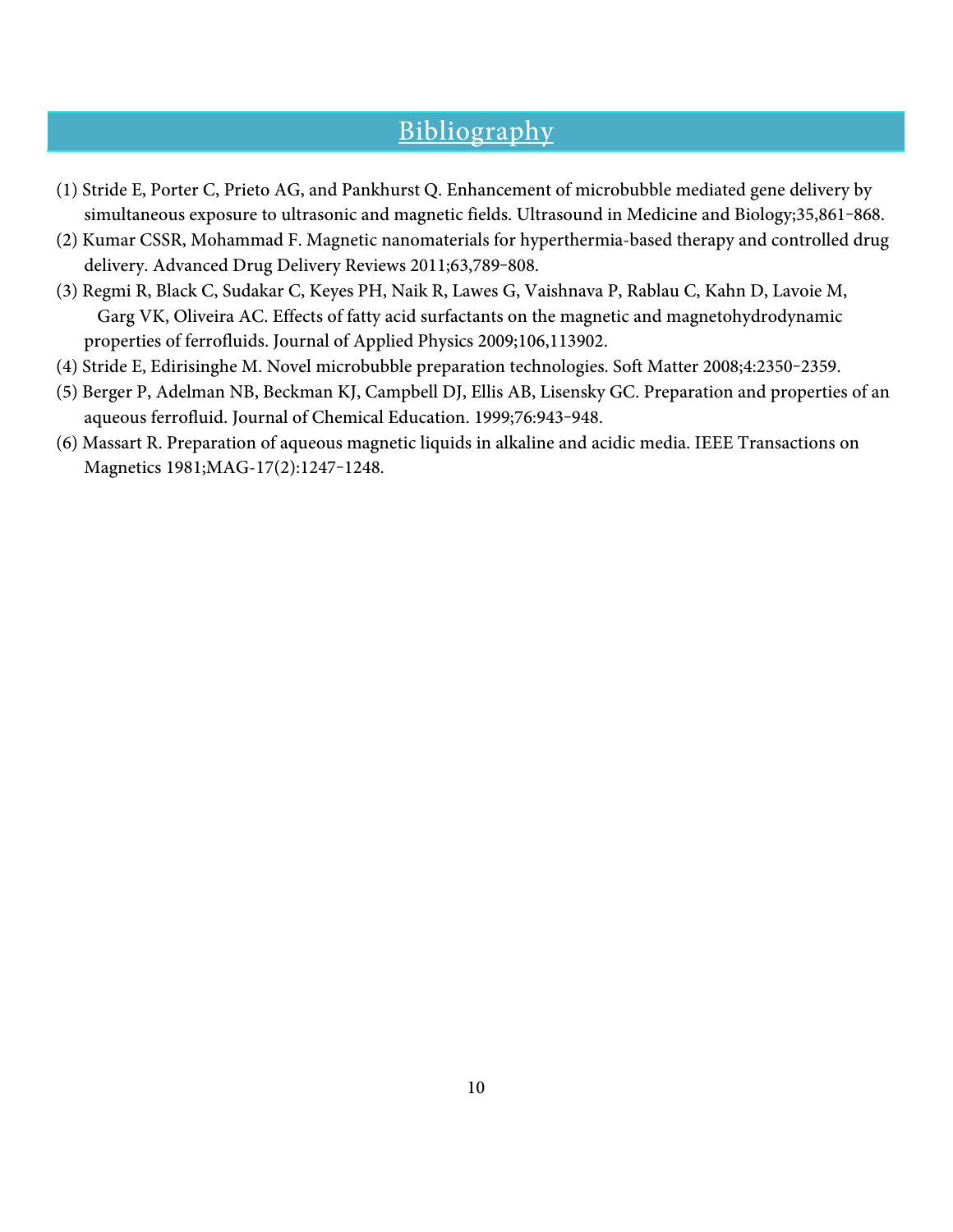# Bibliography

(1) Stride E, Porter C, Prieto AG, and Pankhurst Q. Enhancement of microbubble mediated gene delivery by simultaneous exposure to ultrasonic and magnetic fields. Ultrasound in Medicine and Biology;35,861-868.

(2) Kumar CSSR, Mohammad F. Magnetic nanomaterials for hyperthermia-based therapy and controlled drug delivery. Advanced Drug Delivery Reviews 2011;63,789-808.

(3) Regmi R, Black C, Sudakar C, Keyes PH, Naik R, Lawes G, Vaishnava P, Rablau C, Kahn D, Lavoie M, Garg VK, Oliveira AC. Effects of fatty acid surfactants on the magnetic and magnetohydrodynamic properties of ferrofluids. Journal of Applied Physics 2009;106,113902.

(4) Stride E, Edirisinghe M. Novel microbubble preparation technologies. Soft Matter 2008;4:2350-2359.

(5) Berger P, Adelman NB, Beckman KJ, Campbell DJ, Ellis AB, Lisensky GC. Preparation and properties of an aqueous ferrofluid. Journal of Chemical Education. 1999;76:943-948.

(6) Massart R. Preparation of aqueous magnetic liquids in alkaline and acidic media. IEEE Transactions on Magnetics 1981;MAG-17(2):1247-1248.